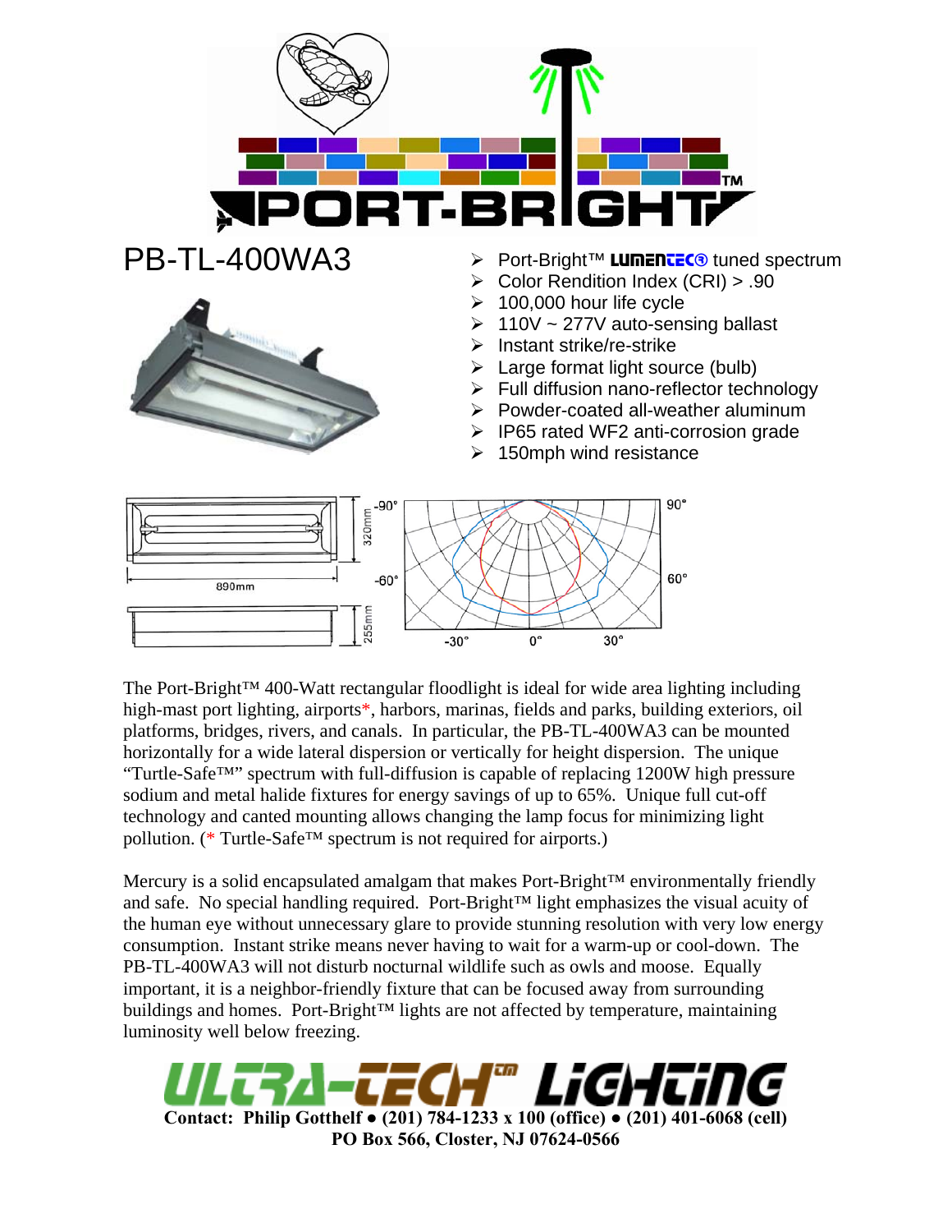# PB-TL-400WA3

- Port-Bright™ LUMENTEC® tuned spectrum
- Color Rendition Index (CRI) > .90
- 100,000 hour life cycle
- 110V ~ 277V auto-sensing ballast
- Instant strike/re-strike
- Large format light source (bulb)
- Full diffusion nano-reflector technology
- Powder-coated all-weather aluminum
- IP65 rated WF2 anti-corrosion grade
- 150mph wind resistance

The Port-Bright™ 400-Watt rectangular floodlight is ideal for wide area lighting including high-mast port lighting, airports*, harbors, marinas, fields and parks, building exteriors, oil platforms, bridges, rivers, and canals. In particular, the PB-TL-400WA3 can be mounted horizontally for a wide lateral dispersion or vertically for height dispersion. The unique "Turtle-Safe™" spectrum with full-diffusion is capable of replacing 1200W high pressure sodium and metal halide fixtures for energy savings of up to 65%. Unique full cut-off technology and canted mounting allows changing the lamp focus for minimizing light pollution. (* Turtle-Safe™ spectrum is not required for airports.)

Mercury is a solid encapsulated amalgam that makes Port-Bright™ environmentally friendly and safe. No special handling required. Port-Bright™ light emphasizes the visual acuity of the human eye without unnecessary glare to provide stunning resolution with very low energy consumption. Instant strike means never having to wait for a warm-up or cool-down. The PB-TL-400WA3 will not disturb nocturnal wildlife such as owls and moose. Equally important, it is a neighbor-friendly fixture that can be focused away from surrounding buildings and homes. Port-Bright™ lights are not affected by temperature, maintaining luminosity well below freezing.

**ULTRA-TECH™ LIGHTING**

**Contact: Philip Gotthelf • (201) 784-1233 x 100 (office) • (201) 401-6068 (cell)**
**PO Box 566, Closter, NJ 07624-0566**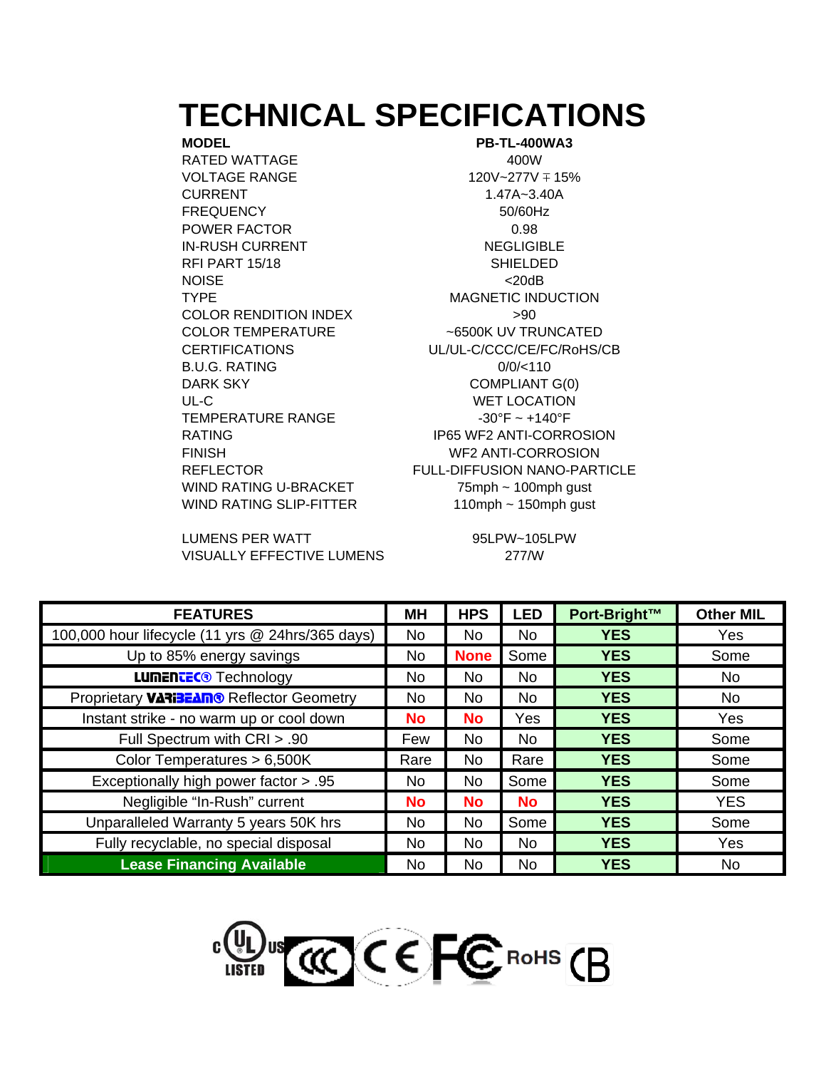# TECHNICAL SPECIFICATIONS

| **MODEL** | **PB-TL-400WA3** |
|---|---|
| RATED WATTAGE | 400W |
| VOLTAGE RANGE | 120V~277V ∓ 15% |
| CURRENT | 1.47A~3.40A |
| FREQUENCY | 50/60Hz |
| POWER FACTOR | 0.98 |
| IN-RUSH CURRENT | NEGLIGIBLE |
| RFI PART 15/18 | SHIELDED |
| NOISE | <20dB |
| TYPE | MAGNETIC INDUCTION |
| COLOR RENDITION INDEX | >90 |
| COLOR TEMPERATURE | ~6500K UV TRUNCATED |
| CERTIFICATIONS | UL/UL-C/CCC/CE/FC/RoHS/CB |
| B.U.G. RATING | 0/0/<110 |
| DARK SKY | COMPLIANT G(0) |
| UL-C | WET LOCATION |
| TEMPERATURE RANGE | -30°F ~ +140°F |
| RATING | IP65 WF2 ANTI-CORROSION |
| FINISH | WF2 ANTI-CORROSION |
| REFLECTOR | FULL-DIFFUSION NANO-PARTICLE |
| WIND RATING U-BRACKET | 75mph ~ 100mph gust |
| WIND RATING SLIP-FITTER | 110mph ~ 150mph gust |
| LUMENS PER WATT | 95LPW~105LPW |
| VISUALLY EFFECTIVE LUMENS | 277/W |

| FEATURES | MH | HPS | LED | Port-Bright™ | Other MIL |
|---|---|---|---|---|---|
| 100,000 hour lifecycle (11 yrs @ 24hrs/365 days) | No | No | No | **YES** | Yes |
| Up to 85% energy savings | No | **None** | Some | **YES** | Some |
| LUMENTEC® Technology | No | No | No | **YES** | No |
| Proprietary VARIBEAM® Reflector Geometry | No | No | No | **YES** | No |
| Instant strike - no warm up or cool down | **No** | **No** | Yes | **YES** | Yes |
| Full Spectrum with CRI > .90 | Few | No | No | **YES** | Some |
| Color Temperatures > 6,500K | Rare | No | Rare | **YES** | Some |
| Exceptionally high power factor > .95 | No | No | Some | **YES** | Some |
| Negligible "In-Rush" current | **No** | **No** | **No** | **YES** | YES |
| Unparalleled Warranty 5 years 50K hrs | No | No | Some | **YES** | Some |
| Fully recyclable, no special disposal | No | No | No | **YES** | Yes |
| **Lease Financing Available** | No | No | No | **YES** | No |

c UL us LISTED CCC CE FC RoHS CB